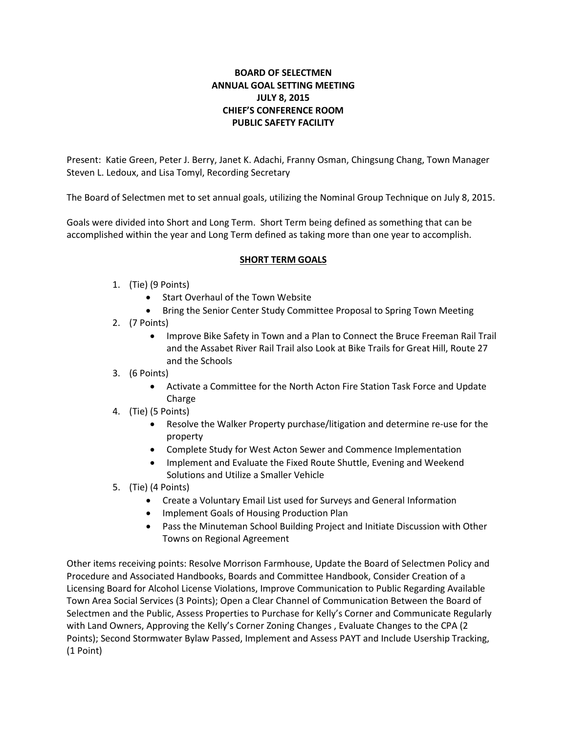**BOARD OF SELECTMEN**
**ANNUAL GOAL SETTING MEETING**
**JULY 8, 2015**
**CHIEF'S CONFERENCE ROOM**
**PUBLIC SAFETY FACILITY**

Present: Katie Green, Peter J. Berry, Janet K. Adachi, Franny Osman, Chingsung Chang, Town Manager Steven L. Ledoux, and Lisa Tomyl, Recording Secretary

The Board of Selectmen met to set annual goals, utilizing the Nominal Group Technique on July 8, 2015.

Goals were divided into Short and Long Term. Short Term being defined as something that can be accomplished within the year and Long Term defined as taking more than one year to accomplish.

## SHORT TERM GOALS

1. (Tie) (9 Points)
   - Start Overhaul of the Town Website
   - Bring the Senior Center Study Committee Proposal to Spring Town Meeting
2. (7 Points)
   - Improve Bike Safety in Town and a Plan to Connect the Bruce Freeman Rail Trail and the Assabet River Rail Trail also Look at Bike Trails for Great Hill, Route 27 and the Schools
3. (6 Points)
   - Activate a Committee for the North Acton Fire Station Task Force and Update Charge
4. (Tie) (5 Points)
   - Resolve the Walker Property purchase/litigation and determine re-use for the property
   - Complete Study for West Acton Sewer and Commence Implementation
   - Implement and Evaluate the Fixed Route Shuttle, Evening and Weekend Solutions and Utilize a Smaller Vehicle
5. (Tie) (4 Points)
   - Create a Voluntary Email List used for Surveys and General Information
   - Implement Goals of Housing Production Plan
   - Pass the Minuteman School Building Project and Initiate Discussion with Other Towns on Regional Agreement

Other items receiving points: Resolve Morrison Farmhouse, Update the Board of Selectmen Policy and Procedure and Associated Handbooks, Boards and Committee Handbook, Consider Creation of a Licensing Board for Alcohol License Violations, Improve Communication to Public Regarding Available Town Area Social Services (3 Points); Open a Clear Channel of Communication Between the Board of Selectmen and the Public, Assess Properties to Purchase for Kelly's Corner and Communicate Regularly with Land Owners, Approving the Kelly's Corner Zoning Changes , Evaluate Changes to the CPA (2 Points); Second Stormwater Bylaw Passed, Implement and Assess PAYT and Include Usership Tracking, (1 Point)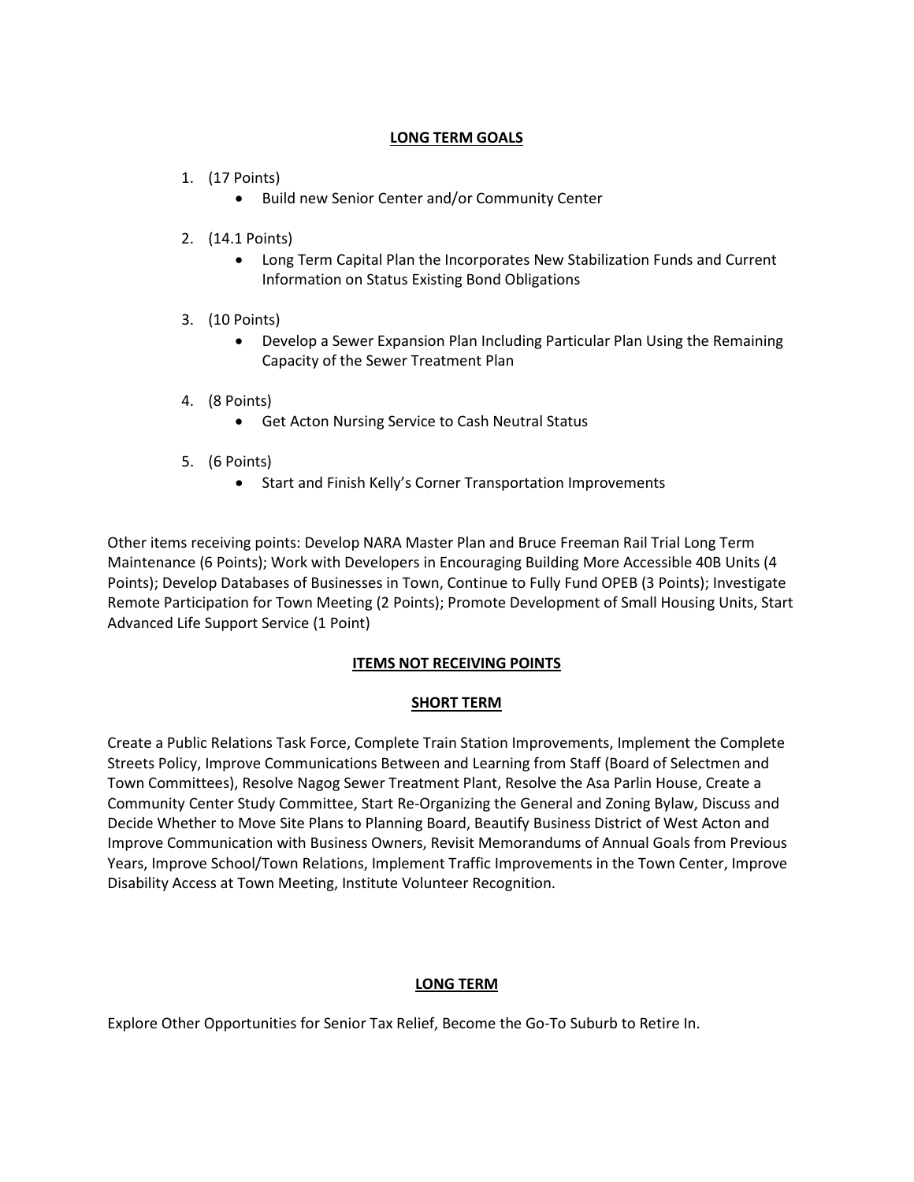## LONG TERM GOALS

1. (17 Points)
    - Build new Senior Center and/or Community Center
2. (14.1 Points)
    - Long Term Capital Plan the Incorporates New Stabilization Funds and Current Information on Status Existing Bond Obligations
3. (10 Points)
    - Develop a Sewer Expansion Plan Including Particular Plan Using the Remaining Capacity of the Sewer Treatment Plan
4. (8 Points)
    - Get Acton Nursing Service to Cash Neutral Status
5. (6 Points)
    - Start and Finish Kelly's Corner Transportation Improvements

Other items receiving points: Develop NARA Master Plan and Bruce Freeman Rail Trial Long Term Maintenance (6 Points); Work with Developers in Encouraging Building More Accessible 40B Units (4 Points); Develop Databases of Businesses in Town, Continue to Fully Fund OPEB (3 Points); Investigate Remote Participation for Town Meeting (2 Points); Promote Development of Small Housing Units, Start Advanced Life Support Service (1 Point)

## ITEMS NOT RECEIVING POINTS

### SHORT TERM

Create a Public Relations Task Force, Complete Train Station Improvements, Implement the Complete Streets Policy, Improve Communications Between and Learning from Staff (Board of Selectmen and Town Committees), Resolve Nagog Sewer Treatment Plant, Resolve the Asa Parlin House, Create a Community Center Study Committee, Start Re-Organizing the General and Zoning Bylaw, Discuss and Decide Whether to Move Site Plans to Planning Board, Beautify Business District of West Acton and Improve Communication with Business Owners, Revisit Memorandums of Annual Goals from Previous Years, Improve School/Town Relations, Implement Traffic Improvements in the Town Center, Improve Disability Access at Town Meeting, Institute Volunteer Recognition.

### LONG TERM

Explore Other Opportunities for Senior Tax Relief, Become the Go-To Suburb to Retire In.